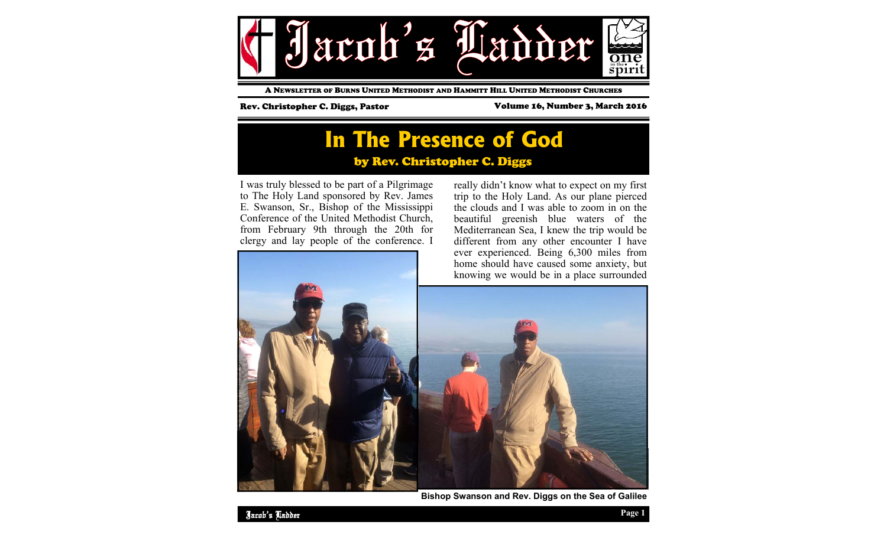# Jacob's Ladder

A Newsletter of Burns United Methodist and Hammitt Hill United Methodist Churches

Rev. Christopher C. Diggs, Pastor

Volume 16, Number 3, March 2016

## In The Presence of God

### by Rev. Christopher C. Diggs

I was truly blessed to be part of a Pilgrimage to The Holy Land sponsored by Rev. James E. Swanson, Sr., Bishop of the Mississippi Conference of the United Methodist Church, from February 9th through the 20th for clergy and lay people of the conference. I really didn't know what to expect on my first trip to the Holy Land. As our plane pierced the clouds and I was able to zoom in on the beautiful greenish blue waters of the Mediterranean Sea, I knew the trip would be different from any other encounter I have ever experienced. Being 6,300 miles from home should have caused some anxiety, but knowing we would be in a place surrounded

Bishop Swanson and Rev. Diggs on the Sea of Galilee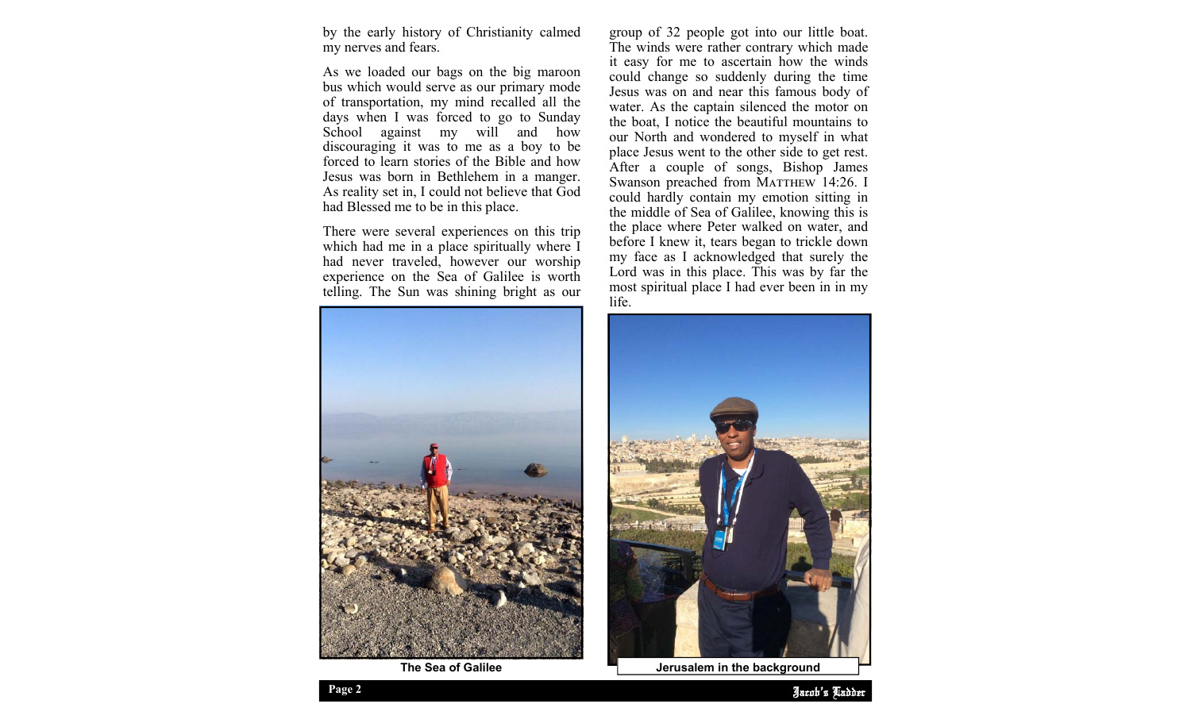by the early history of Christianity calmed my nerves and fears.

As we loaded our bags on the big maroon bus which would serve as our primary mode of transportation, my mind recalled all the days when I was forced to go to Sunday School against my will and how discouraging it was to me as a boy to be forced to learn stories of the Bible and how Jesus was born in Bethlehem in a manger. As reality set in, I could not believe that God had Blessed me to be in this place.

There were several experiences on this trip which had me in a place spiritually where I had never traveled, however our worship experience on the Sea of Galilee is worth telling. The Sun was shining bright as our group of 32 people got into our little boat. The winds were rather contrary which made it easy for me to ascertain how the winds could change so suddenly during the time Jesus was on and near this famous body of water. As the captain silenced the motor on the boat, I notice the beautiful mountains to our North and wondered to myself in what place Jesus went to the other side to get rest. After a couple of songs, Bishop James Swanson preached from Matthew 14:26. I could hardly contain my emotion sitting in the middle of Sea of Galilee, knowing this is the place where Peter walked on water, and before I knew it, tears began to trickle down my face as I acknowledged that surely the Lord was in this place. This was by far the most spiritual place I had ever been in in my life.

The Sea of Galilee

Jerusalem in the background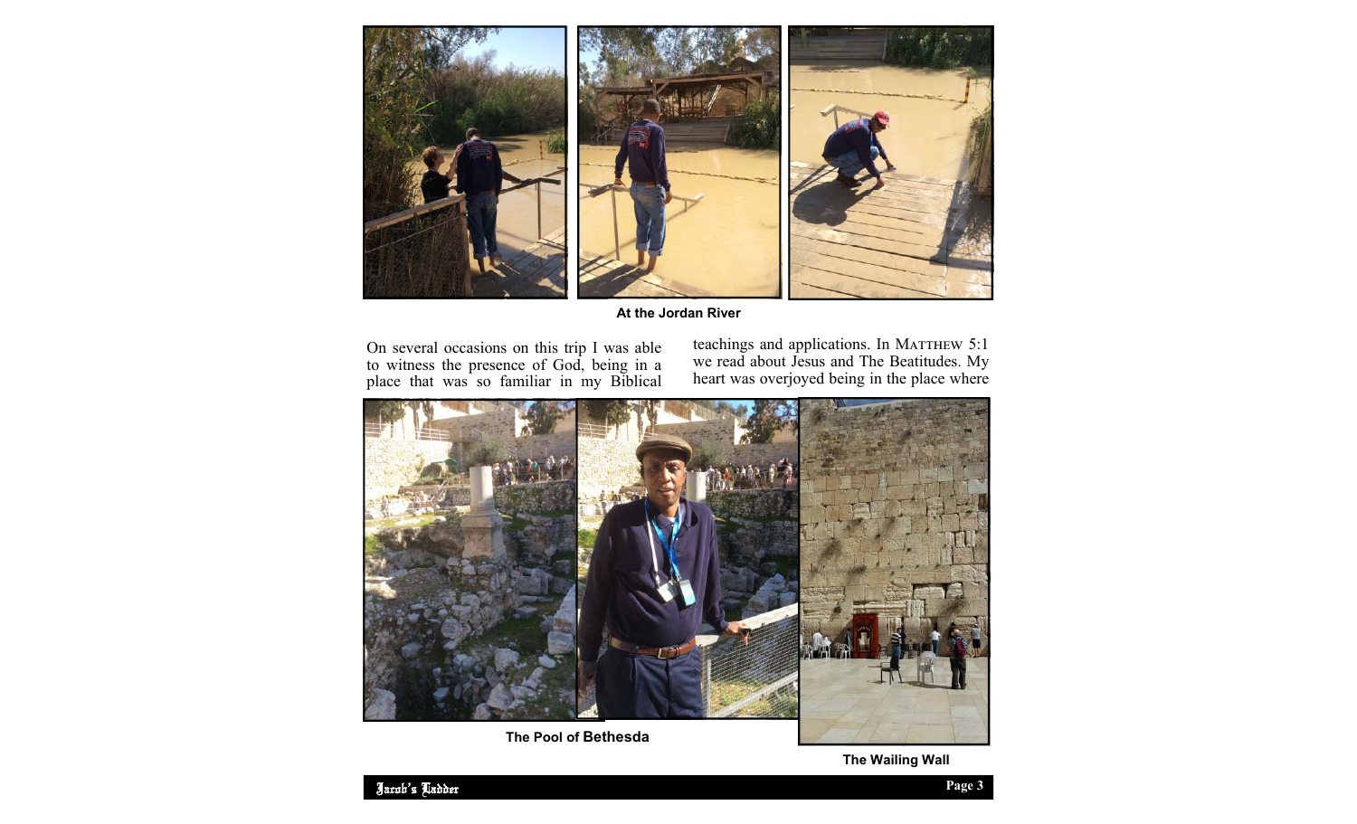At the Jordan River

On several occasions on this trip I was able to witness the presence of God, being in a place that was so familiar in my Biblical teachings and applications. In MATTHEW 5:1 we read about Jesus and The Beatitudes. My heart was overjoyed being in the place where

The Pool of Bethesda

The Wailing Wall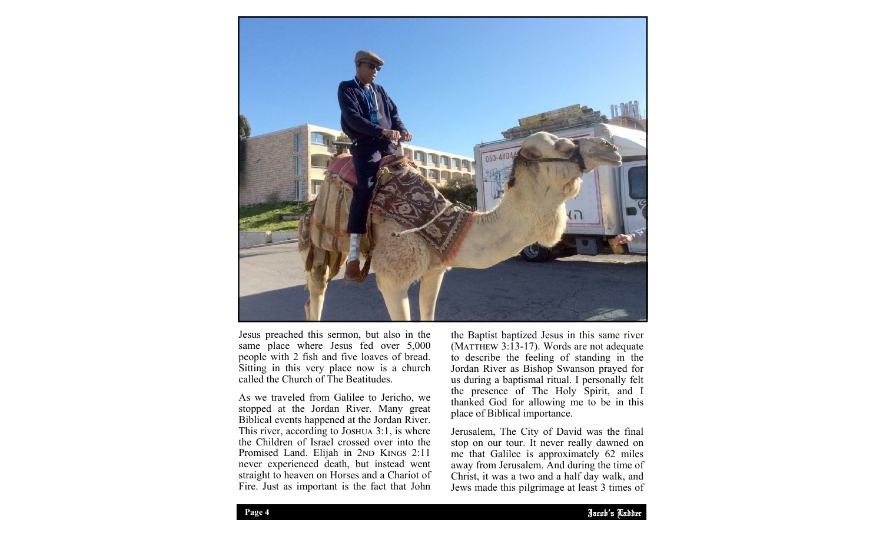Jesus preached this sermon, but also in the same place where Jesus fed over 5,000 people with 2 fish and five loaves of bread. Sitting in this very place now is a church called the Church of The Beatitudes.

As we traveled from Galilee to Jericho, we stopped at the Jordan River. Many great Biblical events happened at the Jordan River. This river, according to JOSHUA 3:1, is where the Children of Israel crossed over into the Promised Land. Elijah in 2ND KINGS 2:11 never experienced death, but instead went straight to heaven on Horses and a Chariot of Fire. Just as important is the fact that John the Baptist baptized Jesus in this same river (MATTHEW 3:13-17). Words are not adequate to describe the feeling of standing in the Jordan River as Bishop Swanson prayed for us during a baptismal ritual. I personally felt the presence of The Holy Spirit, and I thanked God for allowing me to be in this place of Biblical importance.

Jerusalem, The City of David was the final stop on our tour. It never really dawned on me that Galilee is approximately 62 miles away from Jerusalem. And during the time of Christ, it was a two and a half day walk, and Jews made this pilgrimage at least 3 times of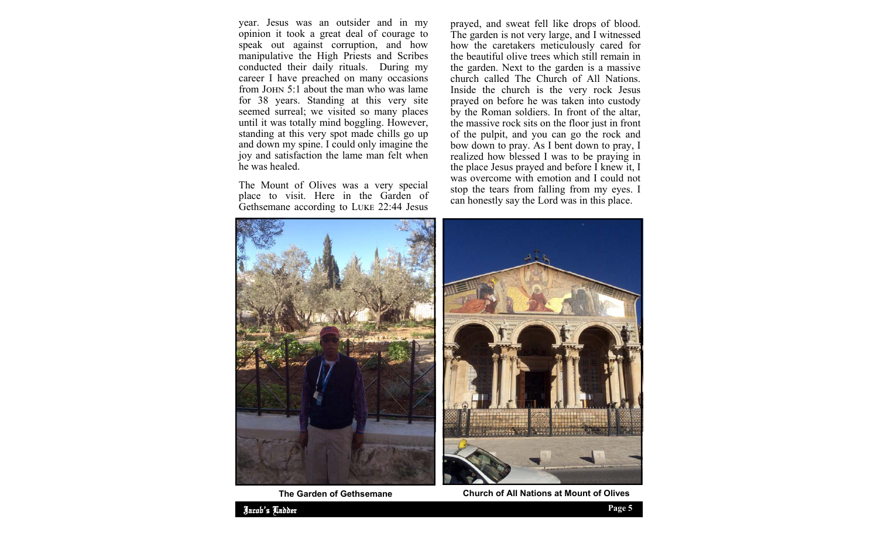year. Jesus was an outsider and in my opinion it took a great deal of courage to speak out against corruption, and how manipulative the High Priests and Scribes conducted their daily rituals. During my career I have preached on many occasions from JOHN 5:1 about the man who was lame for 38 years. Standing at this very site seemed surreal; we visited so many places until it was totally mind boggling. However, standing at this very spot made chills go up and down my spine. I could only imagine the joy and satisfaction the lame man felt when he was healed.

The Mount of Olives was a very special place to visit. Here in the Garden of Gethsemane according to LUKE 22:44 Jesus prayed, and sweat fell like drops of blood. The garden is not very large, and I witnessed how the caretakers meticulously cared for the beautiful olive trees which still remain in the garden. Next to the garden is a massive church called The Church of All Nations. Inside the church is the very rock Jesus prayed on before he was taken into custody by the Roman soldiers. In front of the altar, the massive rock sits on the floor just in front of the pulpit, and you can go the rock and bow down to pray. As I bent down to pray, I realized how blessed I was to be praying in the place Jesus prayed and before I knew it, I was overcome with emotion and I could not stop the tears from falling from my eyes. I can honestly say the Lord was in this place.

**The Garden of Gethsemane**

**Church of All Nations at Mount of Olives**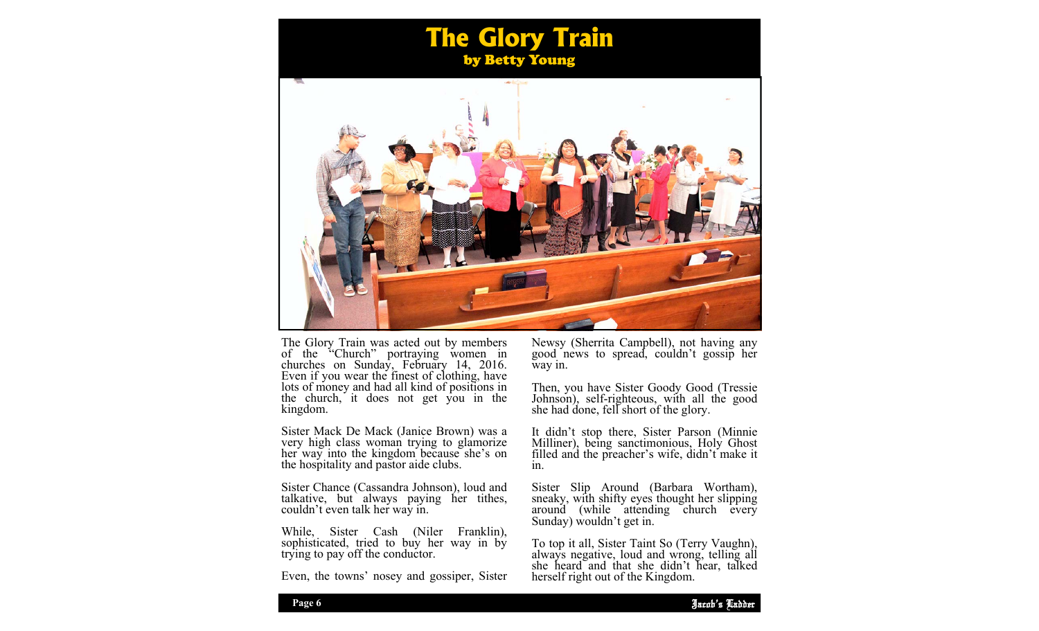# The Glory Train

**by Betty Young**

The Glory Train was acted out by members of the "Church" portraying women in churches on Sunday, February 14, 2016. Even if you wear the finest of clothing, have lots of money and had all kind of positions in the church, it does not get you in the kingdom.

Sister Mack De Mack (Janice Brown) was a very high class woman trying to glamorize her way into the kingdom because she's on the hospitality and pastor aide clubs.

Sister Chance (Cassandra Johnson), loud and talkative, but always paying her tithes, couldn't even talk her way in.

While, Sister Cash (Niler Franklin), sophisticated, tried to buy her way in by trying to pay off the conductor.

Even, the towns' nosey and gossiper, Sister Newsy (Sherrita Campbell), not having any good news to spread, couldn't gossip her way in.

Then, you have Sister Goody Good (Tressie Johnson), self-righteous, with all the good she had done, fell short of the glory.

It didn't stop there, Sister Parson (Minnie Milliner), being sanctimonious, Holy Ghost filled and the preacher's wife, didn't make it in.

Sister Slip Around (Barbara Wortham), sneaky, with shifty eyes thought her slipping around (while attending church every Sunday) wouldn't get in.

To top it all, Sister Taint So (Terry Vaughn), always negative, loud and wrong, telling all she heard and that she didn't hear, talked herself right out of the Kingdom.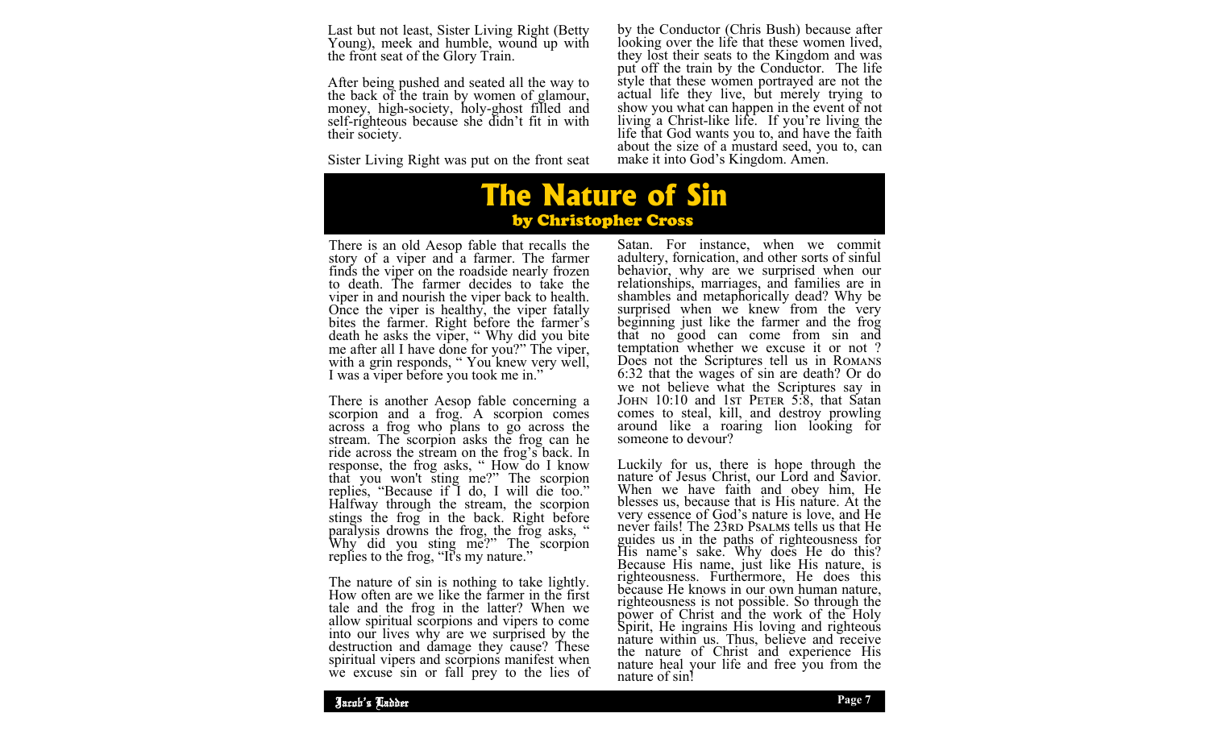Last but not least, Sister Living Right (Betty Young), meek and humble, wound up with the front seat of the Glory Train.

After being pushed and seated all the way to the back of the train by women of glamour, money, high-society, holy-ghost filled and self-righteous because she didn't fit in with their society.

Sister Living Right was put on the front seat by the Conductor (Chris Bush) because after looking over the life that these women lived, they lost their seats to the Kingdom and was put off the train by the Conductor. The life style that these women portrayed are not the actual life they live, but merely trying to show you what can happen in the event of not living a Christ-like life. If you're living the life that God wants you to, and have the faith about the size of a mustard seed, you to, can make it into God's Kingdom. Amen.

# The Nature of Sin

## by Christopher Cross

There is an old Aesop fable that recalls the story of a viper and a farmer. The farmer finds the viper on the roadside nearly frozen to death. The farmer decides to take the viper in and nourish the viper back to health. Once the viper is healthy, the viper fatally bites the farmer. Right before the farmer's death he asks the viper, " Why did you bite me after all I have done for you?" The viper, with a grin responds, " You knew very well, I was a viper before you took me in."

There is another Aesop fable concerning a scorpion and a frog. A scorpion comes across a frog who plans to go across the stream. The scorpion asks the frog can he ride across the stream on the frog's back. In response, the frog asks, " How do I know that you won't sting me?" The scorpion replies, "Because if I do, I will die too." Halfway through the stream, the scorpion stings the frog in the back. Right before paralysis drowns the frog, the frog asks, " Why did you sting me?" The scorpion replies to the frog, "It's my nature."

The nature of sin is nothing to take lightly. How often are we like the farmer in the first tale and the frog in the latter? When we allow spiritual scorpions and vipers to come into our lives why are we surprised by the destruction and damage they cause? These spiritual vipers and scorpions manifest when we excuse sin or fall prey to the lies of Satan. For instance, when we commit adultery, fornication, and other sorts of sinful behavior, why are we surprised when our relationships, marriages, and families are in shambles and metaphorically dead? Why be surprised when we knew from the very beginning just like the farmer and the frog that no good can come from sin and temptation whether we excuse it or not ? Does not the Scriptures tell us in Romans 6:32 that the wages of sin are death? Or do we not believe what the Scriptures say in John 10:10 and 1st Peter 5:8, that Satan comes to steal, kill, and destroy prowling around like a roaring lion looking for someone to devour?

Luckily for us, there is hope through the nature of Jesus Christ, our Lord and Savior. When we have faith and obey him, He blesses us, because that is His nature. At the very essence of God's nature is love, and He never fails! The 23rd Psalms tells us that He guides us in the paths of righteousness for His name's sake. Why does He do this? Because His name, just like His nature, is righteousness. Furthermore, He does this because He knows in our own human nature, righteousness is not possible. So through the power of Christ and the work of the Holy Spirit, He ingrains His loving and righteous nature within us. Thus, believe and receive the nature of Christ and experience His nature heal your life and free you from the nature of sin!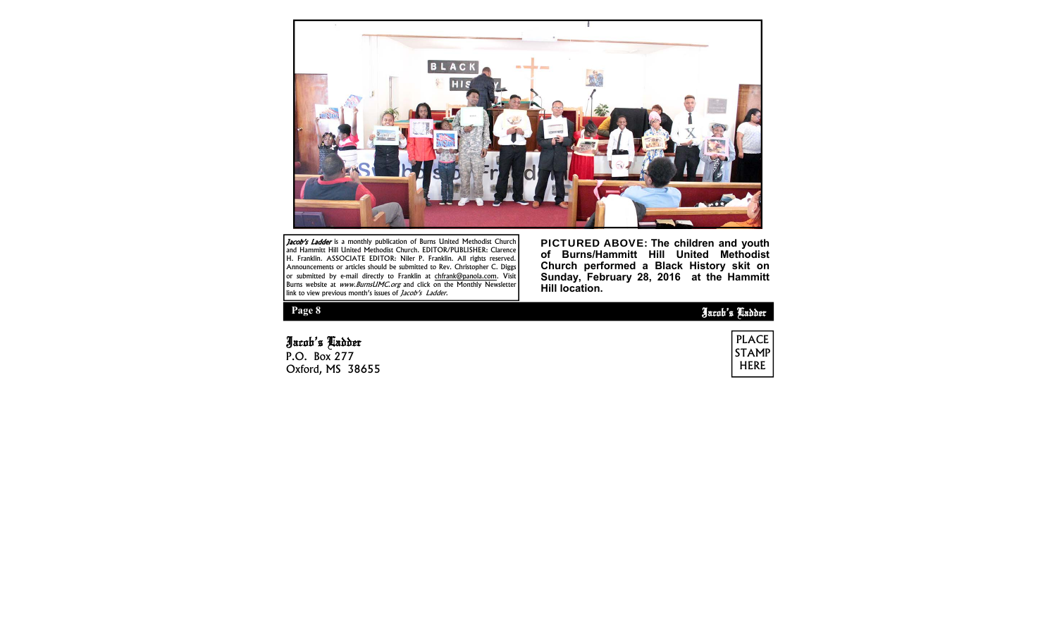*Jacob's Ladder* is a monthly publication of Burns United Methodist Church and Hammitt Hill United Methodist Church. EDITOR/PUBLISHER: Clarence H. Franklin. ASSOCIATE EDITOR: Niler P. Franklin. All rights reserved. Announcements or articles should be submitted to Rev. Christopher C. Diggs or submitted by e-mail directly to Franklin at chfrank@panola.com. Visit Burns website at *www.BurnsUMC.org* and click on the Monthly Newsletter link to view previous month's issues of *Jacob's Ladder*.

**PICTURED ABOVE: The children and youth of Burns/Hammitt Hill United Methodist Church performed a Black History skit on Sunday, February 28, 2016 at the Hammitt Hill location.**

Jacob's Ladder
P.O. Box 277
Oxford, MS 38655

PLACE
STAMP
HERE